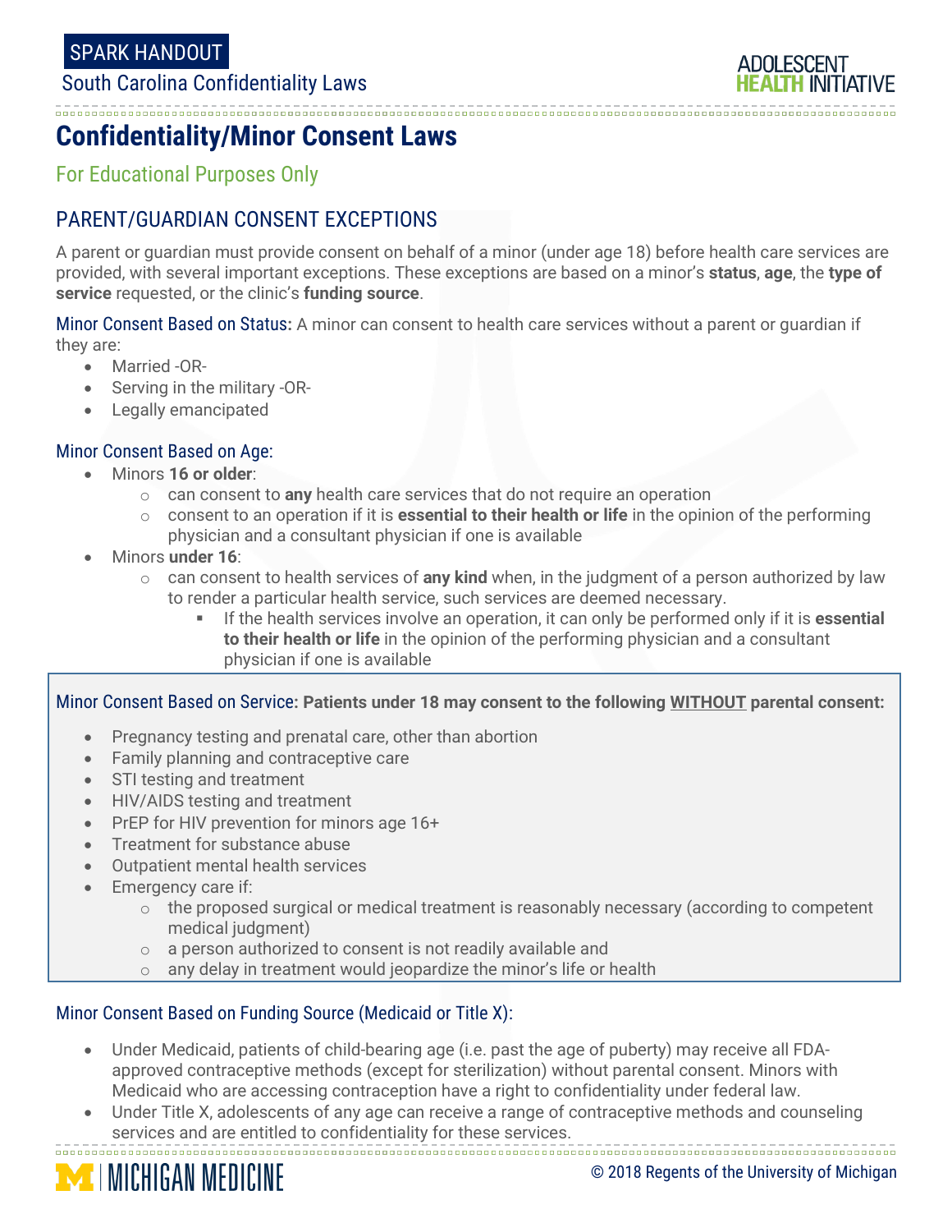SPARK HANDOUT

South Carolina Confidentiality Laws

# Confidentiality/Minor Consent Laws

For Educational Purposes Only

## PARENT/GUARDIAN CONSENT EXCEPTIONS

A parent or guardian must provide consent on behalf of a minor (under age 18) before health care services are provided, with several important exceptions. These exceptions are based on a minor's **status**, **age**, the **type of service** requested, or the clinic's **funding source**.

Minor Consent Based on Status: A minor can consent to health care services without a parent or guardian if they are:

- Married -OR-
- Serving in the military -OR-
- Legally emancipated

Minor Consent Based on Age:

- Minors **16 or older**:
  - can consent to **any** health care services that do not require an operation
  - consent to an operation if it is **essential to their health or life** in the opinion of the performing physician and a consultant physician if one is available
- Minors **under 16**:
  - can consent to health services of **any kind** when, in the judgment of a person authorized by law to render a particular health service, such services are deemed necessary.
    - If the health services involve an operation, it can only be performed only if it is **essential to their health or life** in the opinion of the performing physician and a consultant physician if one is available

Minor Consent Based on Service: **Patients under 18 may consent to the following WITHOUT parental consent:**

- Pregnancy testing and prenatal care, other than abortion
- Family planning and contraceptive care
- STI testing and treatment
- HIV/AIDS testing and treatment
- PrEP for HIV prevention for minors age 16+
- Treatment for substance abuse
- Outpatient mental health services
- Emergency care if:
  - the proposed surgical or medical treatment is reasonably necessary (according to competent medical judgment)
  - a person authorized to consent is not readily available and
  - any delay in treatment would jeopardize the minor's life or health

Minor Consent Based on Funding Source (Medicaid or Title X):

- Under Medicaid, patients of child-bearing age (i.e. past the age of puberty) may receive all FDA-approved contraceptive methods (except for sterilization) without parental consent. Minors with Medicaid who are accessing contraception have a right to confidentiality under federal law.
- Under Title X, adolescents of any age can receive a range of contraceptive methods and counseling services and are entitled to confidentiality for these services.

© 2018 Regents of the University of Michigan